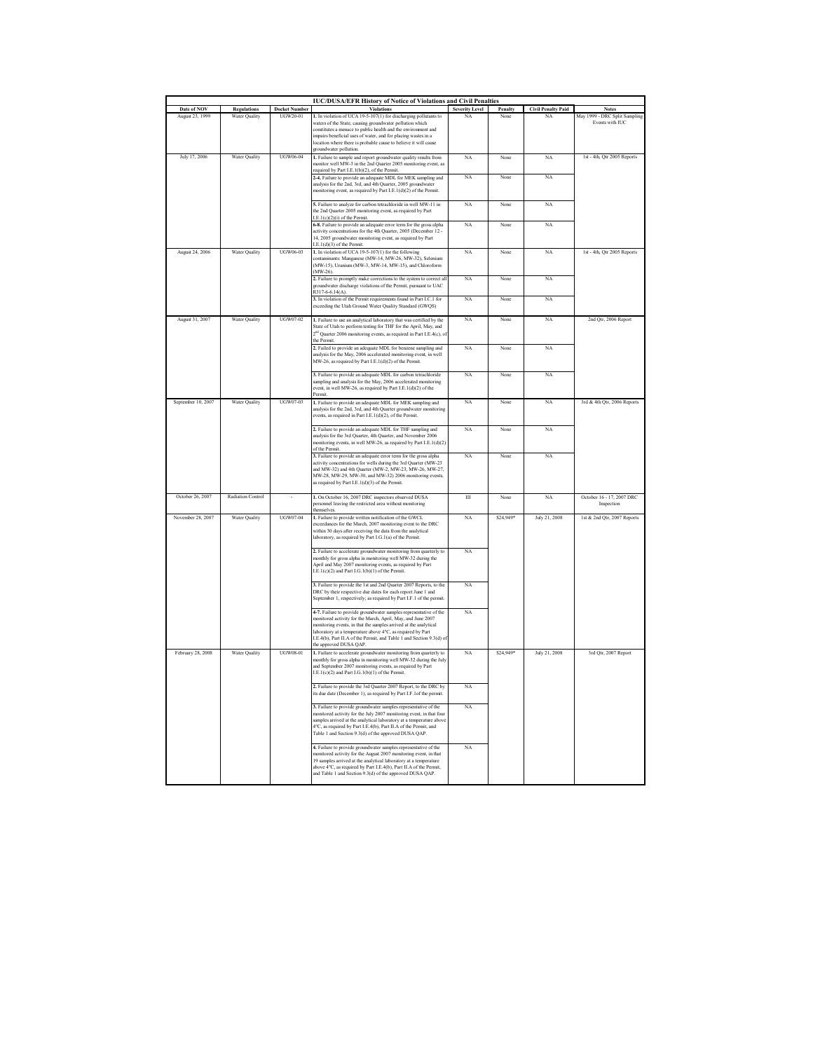## IUC/DUSA/EFR History of Notice of Violations and Civil Penalties

| Date of NOV | Regulations | Docket Number | Violations | Severity Level | Penalty | Civil Penalty Paid | Notes |
|---|---|---|---|---|---|---|---|
| August 23, 1999 | Water Quality | UGW20-01 | 1. In violation of UCA 19-5-107(1) for discharging pollutants to waters of the State, causing groundwater pollution which constitutes a menace to public health and the environment and impairs beneficial uses of water, and for placing wastes in a location where there is probable cause to believe it will cause groundwater pollution. | NA | None | NA | May 1999 - DRC Split Sampling Events with IUC |
| July 17, 2006 | Water Quality | UGW06-04 | 1. Failure to sample and report groundwater quality results from monitor well MW-3 in the 2nd Quarter 2005 monitoring event, as required by Part I.E.1(b)(2), of the Permit. | NA | None | NA | 1st - 4th, Qtr 2005 Reports |
| | | | 2-4. Failure to provide an adequate MDL for MEK sampling and analysis for the 2nd, 3rd, and 4th Quarter, 2005 groundwater monitoring event, as required by Part I.E.1(d)(2) of the Permit. | NA | None | NA | |
| | | | 5. Failure to analyze for carbon tetrachloride in well MW-11 in the 2nd Quarter 2005 monitoring event, as required by Part I.E.1(c)(2)(i) of the Permit. | NA | None | NA | |
| | | | 6-8. Failure to provide an adequate error term for the gross alpha activity concentrations for the 4th Quarter, 2005 (December 12 - 14, 2005 groundwater monitoring event, as required by Part I.E.1(d)(3) of the Permit. | NA | None | NA | |
| August 24, 2006 | Water Quality | UGW06-03 | 1. In violation of UCA 19-5-107(1) for the following contaminants: Manganese (MW-14, MW-26, MW-32), Selenium (MW-15), Uranium (MW-3, MW-14, MW-15), and Chloroform (MW-26). | NA | None | NA | 1st - 4th, Qtr 2005 Reports |
| | | | 2. Failure to promptly make corrections to the system to correct all groundwater discharge violations of the Permit, pursuant to UAC R317-6-6.14(A). | NA | None | NA | |
| | | | 3. In violation of the Permit requirements found in Part I.C.1 for exceeding the Utah Ground Water Quality Standard (GWQS) | NA | None | NA | |
| August 31, 2007 | Water Quality | UGW07-02 | 1. Failure to use an analytical laboratory that was certified by the State of Utah to perform testing for THF for the April, May, and 2nd Quarter 2006 monitoring events, as required in Part I.E.4(c), of the Permit. | NA | None | NA | 2nd Qtr, 2006 Report |
| | | | 2. Failed to provide an adequate MDL for benzene sampling and analysis for the May, 2006 accelerated monitoring event, in well MW-26, as required by Part I.E.1(d)(2) of the Permit. | NA | None | NA | |
| | | | 3. Failure to provide an adequate MDL for carbon tetrachloride sampling and analysis for the May, 2006 accelerated monitoring event, in well MW-26, as required by Part I.E.1(d)(2) of the Permit. | NA | None | NA | |
| September 10, 2007 | Water Quality | UGW07-03 | 1. Failure to provide an adequate MDL for MEK sampling and analysis for the 2nd, 3rd, and 4th Quarter groundwater monitoring events, as required in Part I.E.1(d)(2), of the Permit. | NA | None | NA | 3rd & 4th Qtr, 2006 Reports |
| | | | 2. Failure to provide an adequate MDL for THF sampling and analysis for the 3rd Quarter, 4th Quarter, and November 2006 monitoring events, in well MW-26, as required by Part I.E.1(d)(2) of the Permit. | NA | None | NA | |
| | | | 3. Failure to provide an adequate error term for the gross alpha activity concentrations for wells during the 3rd Quarter (MW-23 and MW-32) and 4th Quarter (MW-2, MW-23, MW-26, MW-27, MW-28, MW-29, MW-30, and MW-32) 2006 monitoring events, as required by Part I.E.1(d)(3) of the Permit. | NA | None | NA | |
| October 26, 2007 | Radiation Control | - | 1. On October 16, 2007 DRC inspectors observed DUSA personnel leaving the restricted area without monitoring themselves. | III | None | NA | October 16 - 17, 2007 DRC Inspection |
| November 28, 2007 | Water Quality | UGW07-04 | 1. Failure to provide written notification of the GWCL exceedances for the March, 2007 monitoring event to the DRC within 30 days after receiving the data from the analytical laboratory, as required by Part I.G.1(a) of the Permit. | NA | $24,949* | July 21, 2008 | 1st & 2nd Qtr, 2007 Reports |
| | | | 2. Failure to accelerate groundwater monitoring from quarterly to monthly for gross alpha in monitoring well MW-32 during the April and May 2007 monitoring events, as required by Part I.E.1(c)(2) and Part I.G.1(b)(1) of the Permit. | NA | | | |
| | | | 3. Failure to provide the 1st and 2nd Quarter 2007 Reports, to the DRC by their respective due dates for each report June 1 and September 1, respectively; as required by Part I.F.1 of the permit. | NA | | | |
| | | | 4-7. Failure to provide groundwater samples representative of the monitored activity for the March, April, May, and June 2007 monitoring events, in that the samples arrived at the analytical laboratory at a temperature above 4°C, as required by Part I.E.4(b), Part II.A of the Permit, and Table 1 and Section 9.3(d) of the approved DUSA QAP. | NA | | | |
| February 28, 2008 | Water Quality | UGW08-01 | 1. Failure to accelerate groundwater monitoring from quarterly to monthly for gross alpha in monitoring well MW-32 during the July and September 2007 monitoring events, as required by Part I.E.1(c)(2) and Part I.G.1(b)(1) of the Permit. | NA | $24,949* | July 21, 2008 | 3rd Qtr, 2007 Report |
| | | | 2. Failure to provide the 3rd Quarter 2007 Report, to the DRC by its due date (December 1), as required by Part I.F.1of the permit. | NA | | | |
| | | | 3. Failure to provide groundwater samples representative of the monitored activity for the July 2007 monitoring event, in that four samples arrived at the analytical laboratory at a temperature above 4°C, as required by Part I.E.4(b), Part II.A of the Permit, and Table 1 and Section 9.3(d) of the approved DUSA QAP. | NA | | | |
| | | | 4. Failure to provide groundwater samples representative of the monitored activity for the August 2007 monitoring event, in that 19 samples arrived at the analytical laboratory at a temperature above 4°C, as required by Part I.E.4(b), Part II.A of the Permit, and Table 1 and Section 9.3(d) of the approved DUSA QAP. | NA | | | |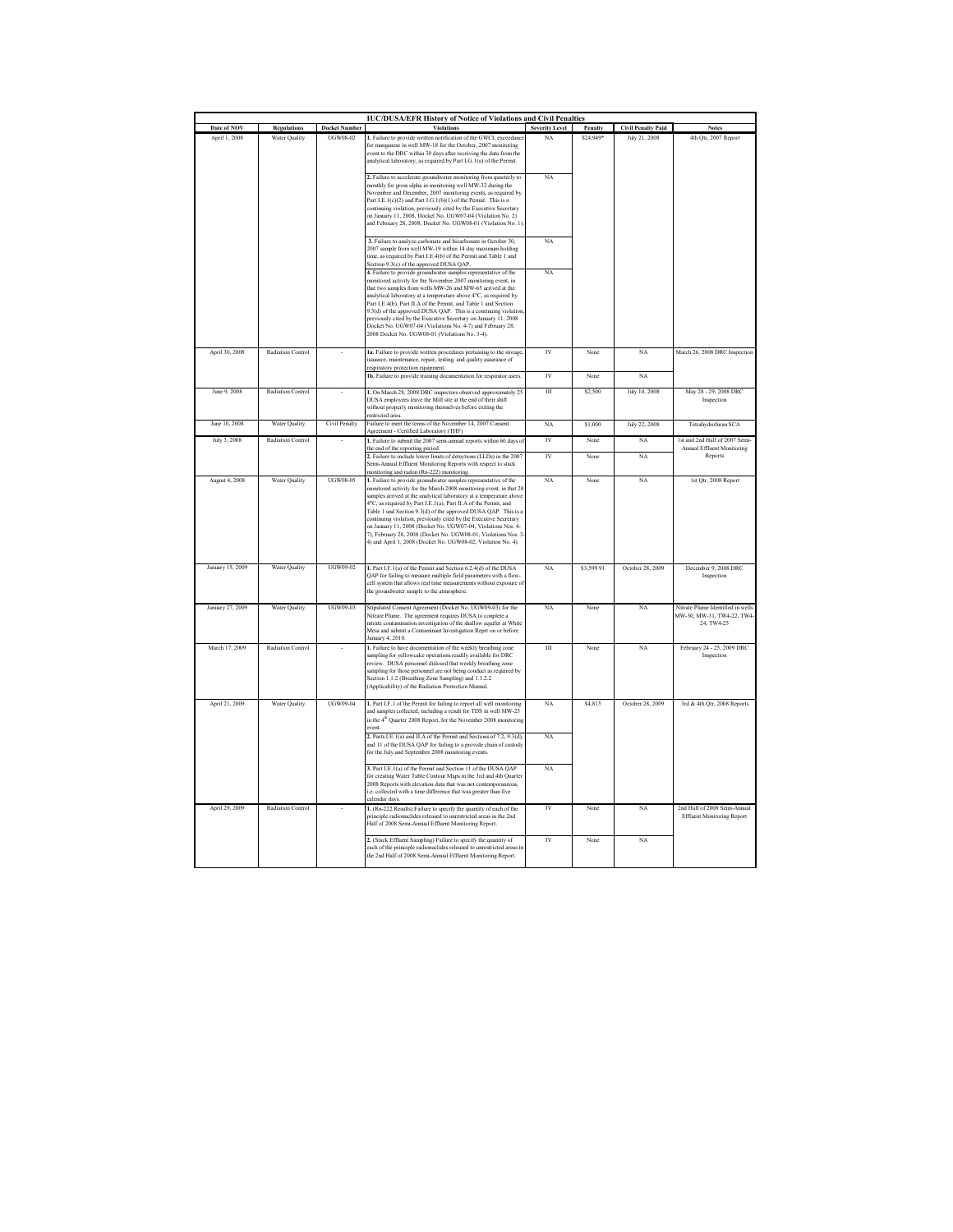| IUC/DUSA/EFR History of Notice of Violations and Civil Penalties | | | | | | | |
|---|---|---|---|---|---|---|---|
| Date of NOV | Regulations | Docket Number | Violations | Severity Level | Penalty | Civil Penalty Paid | Notes |
| April 1, 2008 | Water Quality | UGW08-02 | 1. Failure to provide written notification of the GWCL exceedance for manganese in well MW-18 for the October, 2007 monitoring event to the DRC within 30 days after receiving the data from the analytical laboratory, as required by Part I.G.1(a) of the Permit. | NA | $24,949* | July 21, 2008 | 4th Qtr, 2007 Report |
| | | | 2. Failure to accelerate groundwater monitoring from quarterly to monthly for gross alpha in monitoring well MW-32 during the November and December, 2007 monitoring events, as required by Part I.E.1(c)(2) and Part I.G.1(b)(1) of the Permit. This is a continuing violation, previously cited by the Executive Secretary on January 11, 2008, Docket No. UGW07-04 (Violation No. 2) and February 28, 2008, Docket No. UGW08-01 (Violation No. 1). | NA | | | |
| | | | 3. Failure to analyze carbonate and bicarbonate in October 30, 2007 sample from well MW-19 within 14 day maximum holding time, as required by Part I.E.4(b) of the Permit and Table 1 and Section 9.3(c) of the approved DUSA QAP. | NA | | | |
| | | | 4. Failure to provide groundwater samples representative of the monitored activity for the November 2007 monitoring event, in that two samples from wells MW-26 and MW-65 arrived at the analytical laboratory at a temperature above 4°C, as required by Part I.E.4(b), Part II.A of the Permit, and Table 1 and Section 9.3(d) of the approved DUSA QAP. This is a continuing violation, previously cited by the Executive Secretary on January 11, 2008 Docket No. UGW07-04 (Violations No. 4-7) and February 28, 2008 Docket No. UGW08-01 (Violations No. 3-4). | NA | | | |
| April 30, 2008 | Radiation Control | - | 1a. Failure to provide written procedures pertaining to the storage, issuance, maintenance, repair, testing, and quality assurance of respiratory protection equipment. | IV | None | NA | March 26, 2008 DRC Inspection |
| | | | 1b. Failure to provide training documentation for respirator users. | IV | None | NA | |
| June 9, 2008 | Radiation Control | - | 1. On March 28, 2008 DRC inspectors observed approximately 25 DUSA employees leave the Mill site at the end of their shift without properly monitoring themselves before exiting the restricted area. | III | $2,500 | July 10, 2008 | May 28 - 29, 2008 DRC Inspection |
| June 10, 2008 | Water Quality | Civil Penalty | Failure to meet the terms of the November 14, 2007 Consent Agreement - Certified Laboratory (THF) | NA | $1,000 | July 22, 2008 | Tetrahydrofuran SCA |
| July 3, 2008 | Radiation Control | - | 1. Failure to submit the 2007 semi-annual reports within 60 days of the end of the reporting period. | IV | None | NA | 1st and 2nd Half of 2007 Semi-Annual Effluent Monitoring Reports |
| | | | 2. Failure to include lower limits of detections (LLDs) in the 2007 Semi-Annual Effluent Monitoring Reports with respect to stack monitoring and radon (Rn-222) monitoring. | IV | None | NA | |
| August 4, 2008 | Water Quality | UGW08-05 | 1. Failure to provide groundwater samples representative of the monitored activity for the March 2008 monitoring event, in that 20 samples arrived at the analytical laboratory at a temperature above 4°C, as required by Part I.E.1(a), Part II.A of the Permit, and Table 1 and Section 9.3(d) of the approved DUSA QAP. This is a continuing violation, previously cited by the Executive Secretary on January 11, 2008 (Docket No. UGW07-04, Violations Nos. 4-7), February 28, 2008 (Docket No. UGW08-01, Violations Nos. 3-4) and April 1, 2008 (Docket No. UGW08-02, Violation No. 4). | NA | None | NA | 1st Qtr, 2008 Report |
| January 15, 2009 | Water Quality | UGW09-02 | 1. Part I.F.1(a) of the Permit and Section 6.2.4(d) of the DUSA QAP for failing to measure multiple field parameters with a flow-cell system that allows real time measurements without exposure of the groundwater sample to the atmosphere. | NA | $3,599.91 | October 28, 2009 | December 9, 2008 DRC Inspection |
| January 27, 2009 | Water Quality | UGW09-03 | Stipulated Consent Agreement (Docket No. UGW09-03) for the Nitrate Plume. The agreement requires DUSA to complete a nitrate contamination investigation of the shallow aquifer at White Mesa and submit a Contaminant Investigation Report on or before January 4, 2010. | NA | None | NA | Nitrate Plume Identified in wells MW-30, MW-31, TW4-22, TW4-24, TW4-25 |
| March 17, 2009 | Radiation Control | - | 1. Failure to have documentation of the weekly breathing zone sampling for yellowcake operations readily available for DRC review. DUSA personnel disclosed that weekly breathing zone sampling for those personnel are not being conduct as required by Section 1.1.2 (Breathing Zone Sampling) and 1.1.2.2 (Applicability) of the Radiation Protection Manual. | III | None | NA | February 24 - 25, 2009 DRC Inspection |
| April 21, 2009 | Water Quality | UGW09-04 | 1. Part I.F.1 of the Permit for failing to report all well monitoring and samples collected, including a result for TDS in well MW-25 in the 4th Quarter 2008 Report, for the November 2008 monitoring event. | NA | $4,815 | October 28, 2009 | 3rd & 4th Qtr, 2008 Reports |
| | | | 2. Parts I.E.1(a) and II.A of the Permit and Sections of 7.2, 9.3(d), and 11 of the DUSA QAP for failing to a provide chain of custody for the July and September 2008 monitoring events. | NA | | | |
| | | | 3. Part I.E.1(a) of the Permit and Section 11 of the DUSA QAP for creating Water Table Contour Maps in the 3rd and 4th Quarter 2008 Reports with elevation data that was not contemporaneous, i.e. collected with a time difference that was greater than five calendar days. | NA | | | |
| April 29, 2009 | Radiation Control | - | 1. (Rn-222 Results) Failure to specify the quantity of each of the principle radionuclides released to unrestricted areas in the 2nd Half of 2008 Semi-Annual Effluent Monitoring Report. | IV | None | NA | 2nd Half of 2008 Semi-Annual Effluent Monitoring Report |
| | | | 2. (Stack Effluent Sampling) Failure to specify the quantity of each of the principle radionuclides released to unrestricted areas in the 2nd Half of 2008 Semi-Annual Effluent Monitoring Report. | IV | None | NA | |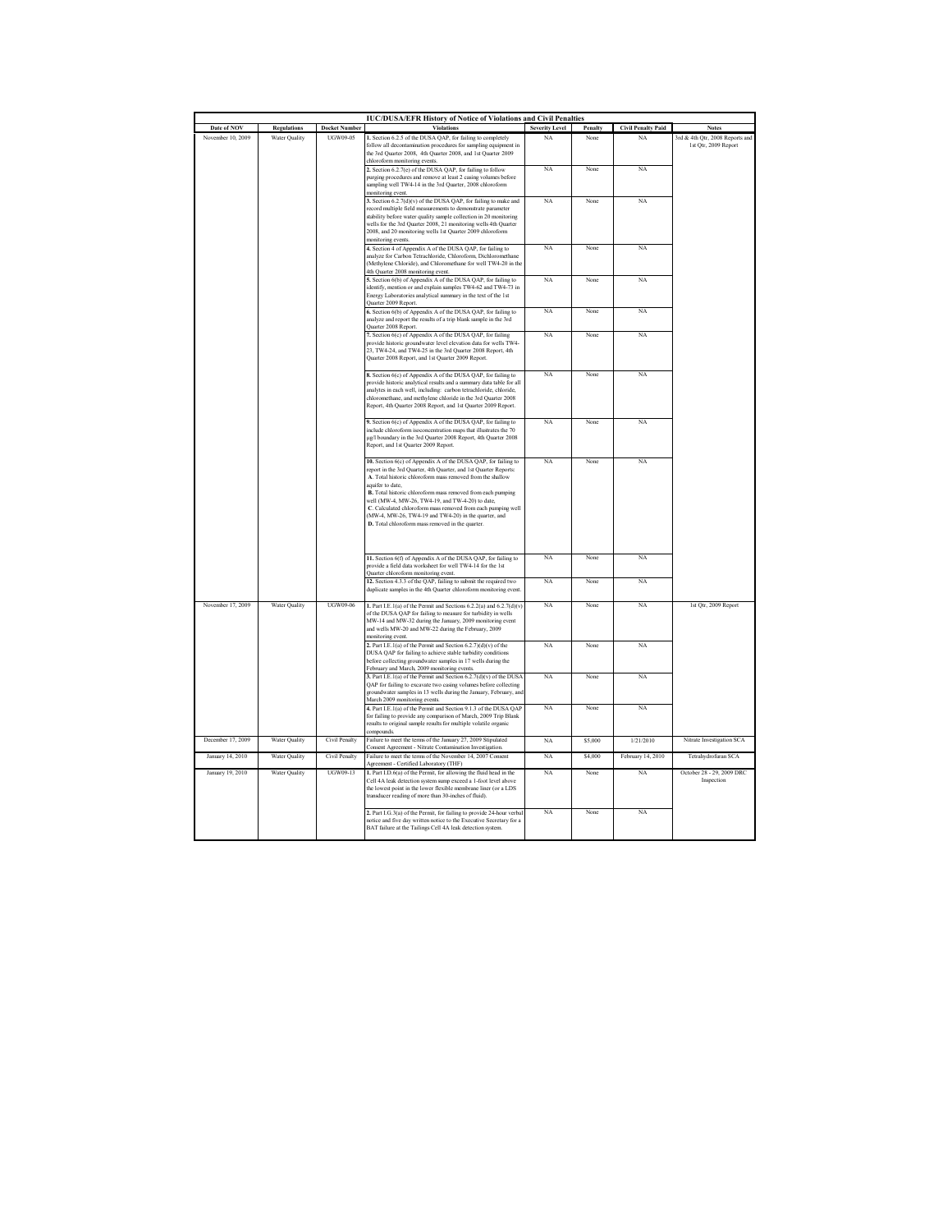| IUC/DUSA/EFR History of Notice of Violations and Civil Penalties | | | | | | | |
|---|---|---|---|---|---|---|---|
| **Date of NOV** | **Regulations** | **Docket Number** | **Violations** | **Severity Level** | **Penalty** | **Civil Penalty Paid** | **Notes** |
| November 10, 2009 | Water Quality | UGW09-05 | **1.** Section 6.2.5 of the DUSA QAP, for failing to completely follow all decontamination procedures for sampling equipment in the 3rd Quarter 2008, 4th Quarter 2008, and 1st Quarter 2009 chloroform monitoring events. | NA | None | NA | 3rd & 4th Qtr, 2008 Reports and 1st Qtr, 2009 Report |
| | | | **2.** Section 6.2.7(e) of the DUSA QAP, for failing to follow purging procedures and remove at least 2 casing volumes before sampling well TW4-14 in the 3rd Quarter, 2008 chloroform monitoring event. | NA | None | NA | |
| | | | **3.** Section 6.2.7(d)(v) of the DUSA QAP, for failing to make and record multiple field measurements to demonstrate parameter stability before water quality sample collection in 20 monitoring wells for the 3rd Quarter 2008, 21 monitoring wells 4th Quarter 2008, and 20 monitoring wells 1st Quarter 2009 chloroform monitoring events. | NA | None | NA | |
| | | | **4.** Section 4 of Appendix A of the DUSA QAP, for failing to analyze for Carbon Tetrachloride, Chloroform, Dichloromethane (Methylene Chloride), and Chloromethane for well TW4-20 in the 4th Quarter 2008 monitoring event. | NA | None | NA | |
| | | | **5.** Section 6(b) of Appendix A of the DUSA QAP, for failing to identify, mention or and explain samples TW4-62 and TW4-73 in Energy Laboratories analytical summary in the text of the 1st Quarter 2009 Report. | NA | None | NA | |
| | | | **6.** Section 6(b) of Appendix A of the DUSA QAP, for failing to analyze and report the results of a trip blank sample in the 3rd Quarter 2008 Report. | NA | None | NA | |
| | | | **7.** Section 6(c) of Appendix A of the DUSA QAP, for failing provide historic groundwater level elevation data for wells TW4-23, TW4-24, and TW4-25 in the 3rd Quarter 2008 Report, 4th Quarter 2008 Report, and 1st Quarter 2009 Report. | NA | None | NA | |
| | | | **8.** Section 6(c) of Appendix A of the DUSA QAP, for failing to provide historic analytical results and a summary data table for all analytes in each well, including: carbon tetrachloride, chloride, chloromethane, and methylene chloride in the 3rd Quarter 2008 Report, 4th Quarter 2008 Report, and 1st Quarter 2009 Report. | NA | None | NA | |
| | | | **9.** Section 6(c) of Appendix A of the DUSA QAP, for failing to include chloroform isoconcentration maps that illustrates the 70 µg/l boundary in the 3rd Quarter 2008 Report, 4th Quarter 2008 Report, and 1st Quarter 2009 Report. | NA | None | NA | |
| | | | **10.** Section 6(c) of Appendix A of the DUSA QAP, for failing to report in the 3rd Quarter, 4th Quarter, and 1st Quarter Reports: **A**. Total historic chloroform mass removed from the shallow aquifer to date, **B.** Total historic chloroform mass removed from each pumping well (MW-4, MW-26, TW4-19, and TW-4-20) to date, **C**. Calculated chloroform mass removed from each pumping well (MW-4, MW-26, TW4-19 and TW4-20) in the quarter, and **D.** Total chloroform mass removed in the quarter. | NA | None | NA | |
| | | | **11.** Section 6(f) of Appendix A of the DUSA QAP, for failing to provide a field data worksheet for well TW4-14 for the 1st Quarter chloroform monitoring event. | NA | None | NA | |
| | | | **12.** Section 4.3.3 of the QAP, failing to submit the required two duplicate samples in the 4th Quarter chloroform monitoring event. | NA | None | NA | |
| November 17, 2009 | Water Quality | UGW09-06 | **1.** Part I.E.1(a) of the Permit and Sections 6.2.2(a) and 6.2.7(d)(v) of the DUSA QAP for failing to measure for turbidity in wells MW-14 and MW-32 during the January, 2009 monitoring event and wells MW-20 and MW-22 during the February, 2009 monitoring event. | NA | None | NA | 1st Qtr, 2009 Report |
| | | | **2.** Part I.E.1(a) of the Permit and Section 6.2.7(d)(v) of the DUSA QAP for failing to achieve stable turbidity conditions before collecting groundwater samples in 17 wells during the February and March, 2009 monitoring events. | NA | None | NA | |
| | | | **3.** Part I.E.1(a) of the Permit and Section 6.2.7(d)(v) of the DUSA QAP for failing to excavate two casing volumes before collecting groundwater samples in 13 wells during the January, February, and March 2009 monitoring events. | NA | None | NA | |
| | | | **4.** Part I.E.1(a) of the Permit and Section 9.1.3 of the DUSA QAP for failing to provide any comparison of March, 2009 Trip Blank results to original sample results for multiple volatile organic compounds. | NA | None | NA | |
| December 17, 2009 | Water Quality | Civil Penalty | Failure to meet the terms of the January 27, 2009 Stipulated Consent Agreement - Nitrate Contamination Investigation. | NA | $5,000 | 1/21/2010 | Nitrate Investigation SCA |
| January 14, 2010 | Water Quality | Civil Penalty | Failure to meet the terms of the November 14, 2007 Consent Agreement - Certified Laboratory (THF) | NA | $4,000 | February 14, 2010 | Tetrahydrofuran SCA |
| January 19, 2010 | Water Quality | UGW09-13 | **1.** Part I.D.6(a) of the Permit, for allowing the fluid head in the Cell 4A leak detection system sump exceed a 1-foot level above the lowest point in the lower flexible membrane liner (or a LDS transducer reading of more than 30-inches of fluid). | NA | None | NA | October 28 - 29, 2009 DRC Inspection |
| | | | **2.** Part I.G.3(a) of the Permit, for failing to provide 24-hour verbal notice and five day written notice to the Executive Secretary for a BAT failure at the Tailings Cell 4A leak detection system. | NA | None | NA | |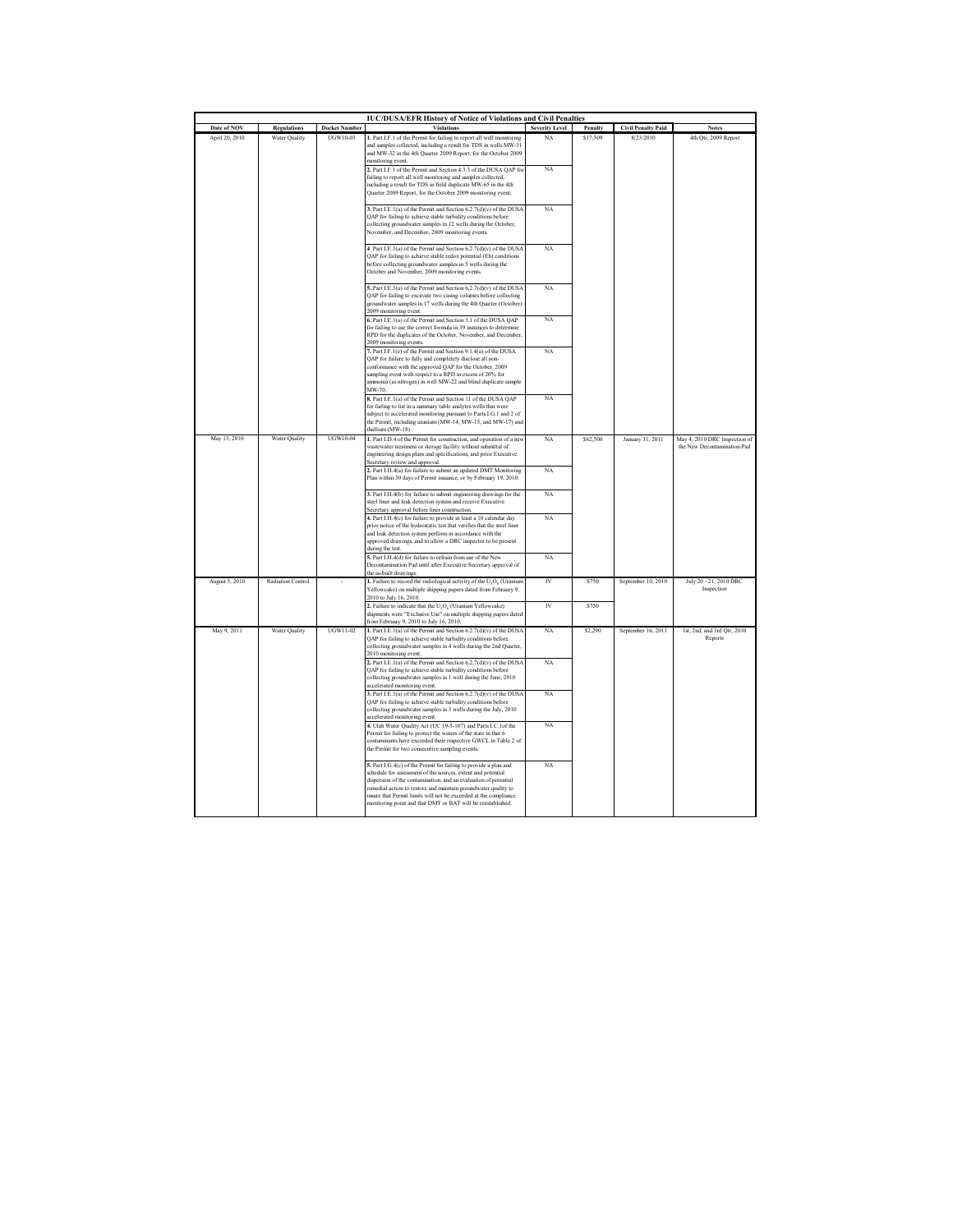| IUC/DUSA/EFR History of Notice of Violations and Civil Penalties | | | | | | | |
|---|---|---|---|---|---|---|---|
| **Date of NOV** | **Regulations** | **Docket Number** | **Violations** | **Severity Level** | **Penalty** | **Civil Penalty Paid** | **Notes** |
| April 20, 2010 | Water Quality | UGW10-03 | **1.** Part I.F.1 of the Permit for failing to report all well monitoring and samples collected, including a result for TDS in wells MW-31 and MW-32 in the 4th Quarter 2009 Report, for the October 2009 monitoring event. | NA | $17,309 | 8/23/2010 | 4th Qtr, 2009 Report |
| | | | **2.** Part I.F.1 of the Permit and Section 4.3.3 of the DUSA QAP for failing to report all well monitoring and samples collected, including a result for TDS in field duplicate MW-65 in the 4th Quarter 2009 Report, for the October 2009 monitoring event. | NA | | | |
| | | | **3.** Part I.E.1(a) of the Permit and Section 6.2.7(d)(v) of the DUSA QAP for failing to achieve stable turbidity conditions before collecting groundwater samples in 12 wells during the October, November, and December, 2009 monitoring events. | NA | | | |
| | | | **4.** Part I.E.1(a) of the Permit and Section 6.2.7(d)(v) of the DUSA QAP for failing to achieve stable redox potential (Eh) conditions before collecting groundwater samples in 5 wells during the October and November, 2009 monitoring events. | NA | | | |
| | | | **5.** Part I.E.1(a) of the Permit and Section 6.2.7(d)(v) of the DUSA QAP for failing to excavate two casing volumes before collecting groundwater samples in 17 wells during the 4th Quarter (October) 2009 monitoring event. | NA | | | |
| | | | **6.** Part I.E.1(a) of the Permit and Section 3.1 of the DUSA QAP for failing to use the correct formula in 39 instances to determine RPD for the duplicates of the October, November, and December, 2009 monitoring events. | NA | | | |
| | | | **7.** Part I.F.1(e) of the Permit and Section 9.1.4(a) of the DUSA QAP for failure to fully and completely disclose all non-conformance with the approved QAP for the October, 2009 sampling event with respect to a RPD in excess of 20% for ammonia (as nitrogen) in well MW-22 and blind duplicate sample MW-70. | NA | | | |
| | | | **8.** Part I.E.1(a) of the Permit and Section 11 of the DUSA QAP for failing to list in a summary table analytes wells that were subject to accelerated monitoring pursuant to Parts I.G.1 and 2 of the Permit, including uranium (MW-14, MW-15, and MW-17) and thallium (MW-18). | NA | | | |
| May 13, 2010 | Water Quality | UGW10-04 | **1.** Part I.D.4 of the Permit for construction, and operation of a new wastewater treatment or storage facility without submittal of engineering design plans and specifications, and prior Executive Secretary review and approval. | NA | $62,500 | January 31, 2011 | May 4, 2010 DRC Inspection of the New Decontamination Pad |
| | | | **2.** Part I.H.4(a) for failure to submit an updated DMT Monitoring Plan within 30 days of Permit issuance, or by February 19, 2010. | NA | | | |
| | | | **3.** Part I.H.4(b) for failure to submit engineering drawings for the steel liner and leak detection system and receive Executive Secretary approval before liner construction. | NA | | | |
| | | | **4.** Part I.H.4(c) for failure to provide at least a 10 calendar day prior notice of the hydrostatic test that verifies that the steel liner and leak detection system perform in accordance with the approved drawings, and to allow a DRC inspector to be present during the test. | NA | | | |
| | | | **5.** Part I.H.4(d) for failure to refrain from use of the New Decontamination Pad until after Executive Secretary approval of the as-built drawings. | NA | | | |
| August 5, 2010 | Radiation Control | - | **1.** Failure to record the radiological activity of the $U_3O_8$ (Uranium Yellowcake) on multiple shipping papers dated from February 9, 2010 to July 16, 2010. | IV | $750 | September 10, 2010 | July 20 - 21, 2010 DRC Inspection |
| | | | **2.** Failure to indicate that the $U_3O_8$ (Uranium Yellowcake) shipments were "Exclusive Use" on multiple shipping papers dated from February 9, 2010 to July 16, 2010. | IV | $750 | | |
| May 9, 2011 | Water Quality | UGW11-02 | **1.** Part I.E.1(a) of the Permit and Section 6.2.7(d)(v) of the DUSA QAP for failing to achieve stable turbidity conditions before collecting groundwater samples in 4 wells during the 2nd Quarter, 2010 monitoring event. | NA | $2,290 | September 16, 2011 | 1st, 2nd, and 3rd Qtr, 2010 Reports |
| | | | **2.** Part I.E.1(a) of the Permit and Section 6.2.7(d)(v) of the DUSA QAP for failing to achieve stable turbidity conditions before collecting groundwater samples in 1 well during the June, 2010 accelerated monitoring event. | NA | | | |
| | | | **3.** Part I.E.1(a) of the Permit and Section 6.2.7(d)(v) of the DUSA QAP for failing to achieve stable turbidity conditions before collecting groundwater samples in 3 wells during the July, 2010 accelerated monitoring event. | NA | | | |
| | | | **4.** Utah Water Quality Act (UC 19-5-107) and Parts I.C.1of the Permit for failing to protect the waters of the state in that 6 contaminants have exceeded their respective GWCL in Table 2 of the Permit for two consecutive sampling events. | NA | | | |
| | | | **5.** Part I.G.4(c) of the Permit for failing to provide a plan and schedule for assessment of the sources, extent and potential dispersion of the contamination, and an evaluation of potential remedial action to restore and maintain groundwater quality to insure that Permit limits will not be exceeded at the compliance monitoring point and that DMT or BAT will be reestablished. | NA | | | |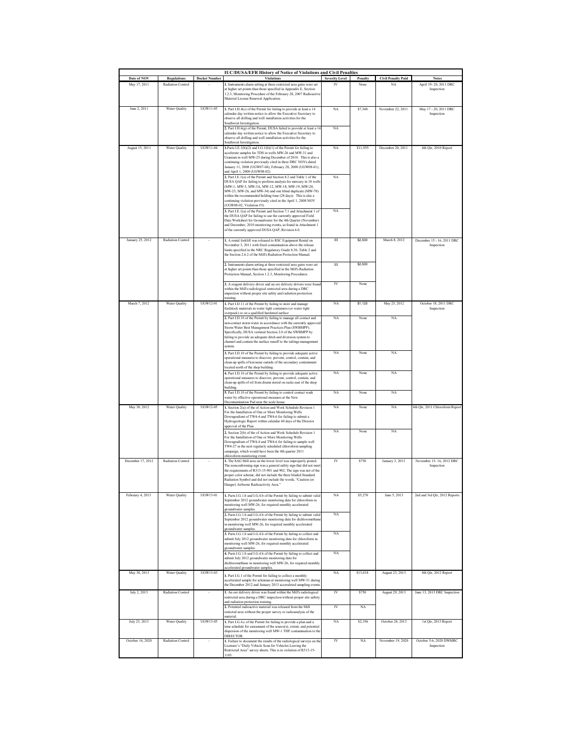| IUC/DUSA/EFR History of Notice of Violations and Civil Penalties | | | | | | | |
|---|---|---|---|---|---|---|---|
| **Date of NOV** | **Regulations** | **Docket Number** | **Violations** | **Severity Level** | **Penalty** | **Civil Penalty Paid** | **Notes** |
| May 17, 2011 | Radiation Control | - | **1.** Instruments alarm setting at three restricted area gates were set at higher set points than those specified in Appendix E, Section 1.2.3, Monitoring Procedure of the February 28, 2007 Radioactive Material License Renewal Application. | IV | None | NA | April 19- 20, 2011 DRC Inspection |
| June 2, 2011 | Water Quality | UGW11-05 | **1.** Part I.H.4(c) of the Permit for failing to provide at least a 14 calendar day written notice to allow the Executive Secretary to observe all drilling and well installation activities for the Southwest Investigation. | NA | $7,348 | November 22, 2011 | May 17 - 20, 2011 DRC Inspection |
| | | | **2.** Part I.H.6(g) of the Permit, DUSA failed to provide at least a 14 calendar day written notice to allow the Executive Secretary to observe all drilling and well installation activities for the Southwest Investigation. | NA | | | |
| August 15, 2011 | Water Quality | UGW11-04 | **1.** Parts I.E.1(b)(2) and I.G.1(b)(1) of the Permit for failing to accelerate samples for TDS in wells MW-26 and MW-31 and Uranium in well MW-25 during December of 2010. This is also a continuing violation previously cited in three DRC NOVs dated January 11, 2008 (UGW07-04), February 28, 2008 (UGW08-01), and April 1, 2008 (UGW08-02). | NA | $11,955 | December 20, 2011 | 4th Qtr, 2010 Report |
| | | | **2.** Part I.E.1(a) of the Permit and Section 8.2 and Table 1 of the DUSA QAP for failing to perform analysis for mercury in 10 wells (MW-1, MW-3, MW-3A, MW-12, MW-18, MW-19, MW-20, MW-23, MW-26, and MW-34) and one blind duplicate (MW-70) within the recommended holding time (28 days). This is also a continuing violation previously cited in the April 1, 2008 NOV (UGW08-02, Violation #3). | NA | | | |
| | | | **3.** Part I.E.1(a) of the Permit and Section 7.1 and Attachment 1 of the DUSA QAP for failing to use the currently approved Field Data Worksheet for Groundwater for the 4th Quarter (November) and December, 2010 monitoring events, as found in Attachment 1 of the currently approved DUSA QAP, Revision 6.0. | NA | | | |
| January 25, 2012 | Radiation Control | - | **1.** A rental forklift was released to RSC Equipment Rental on November 3, 2011 with fixed contamination above the release limits specified in the NRC Regulatory Guide 8.30, Table 2 and the Section 2.6.2 of the Mill's Radiation Protection Manual. | III | $2,500 | March 8, 2012 | December 15 - 16, 2011 DRC Inspection |
| | | | **2.** Instruments alarm setting at three restricted area gates were set at higher set points than those specified in the Mill's Radiation Protection Manual, Section 1.2.3, Monitoring Procedures. | III | $2,500 | | |
| | | | **3.** A reagent delivery driver and an ore delivery drivers were found within the Mill's radiological restricted area during a DRC inspection without proper site safety and radiation protection training. | IV | None | | |
| March 7, 2012 | Water Quality | UGW12-01 | **1.** Part I.D.11 of the Permit by failing to store and manage feedstock materials in water tight containers (or water tight overpack) or on a qualified hardened surface | NA | $1,125 | May 23, 2012 | October 18, 2011 DRC Inspection |
| | | | **2.** Part I.D.10 of the Permit by failing to manage all contact and non-contact storm water in accordance with the currently approved Storm Water Best Management Practices Plan (SWBMPP). Specifically, DUSA violated Section 2.0 of the SWBMPP by failing to provide an adequate ditch and diversion system to channel and contain the surface runoff to the tailings management system. | NA | None | NA | |
| | | | **3.** Part I.D.10 of the Permit by failing to provide adequate active operational measures to discover, prevent, control, contain, and clean-up spills of kerosene outside of the secondary containment located north of the shop building. | NA | None | NA | |
| | | | **4.** Part I.D.10 of the Permit by failing to provide adequate active operational measures to discover, prevent, control, contain, and clean-up spills of oil from drums stored on racks east of the shop building. | NA | None | NA | |
| | | | **5.** Part I.D.10 of the Permit by failing to control contact wash water by effective operational measures at the New Decontamination Pad near the scale house. | NA | None | NA | |
| May 30, 2012 | Water Quality | UGW12-05 | **1.** Section 2(a) of the of Action and Work Schedule Revision 1 For the Installation of One or More Monitoring Wells Downgradient of TW4-4 and TW4-6 for failing to submit a Hydrogeologic Report within calendar 60 days of the Director approval of the Plan. | NA | None | NA | 4th Qtr, 2011 Chloroform Report |
| | | | **2.** Section 2(b) of the of Action and Work Schedule Revision 1 For the Installation of One or More Monitoring Wells Downgradient of TW4-4 and TW4-6 for failing to sample well TW4-27 in the next regularly scheduled chloroform sampling campaign, which would have been the 4th quarter 2011 chloroform monitoring event. | NA | None | NA | |
| December 17, 2012 | Radiation Control | - | **1.** The SAG Mill area on the lower level was improperly posted. The nonconforming sign was a general safety sign that did not meet the requirements of R313-15-901 and 902. The sign was not of the proper color scheme, did not include the three bladed Standard Radiation Symbol and did not include the words, "Caution (or Danger) Airborne Radioactivity Area." | IV | $750 | January 3, 2013 | November 15- 16, 2012 DRC Inspection |
| February 4, 2013 | Water Quality | UGW13-01 | **1.** Parts I.G.1.b and I.G.4.b of the Permit by failing to submit valid September 2012 groundwater monitoring data for chloroform in monitoring well MW-26, for required monthly accelerated groundwater samples. | NA | $5,270 | June 5, 2013 | 2nd and 3rd Qtr, 2012 Reports |
| | | | **2.** Parts I.G.1.b and I.G.4.b of the Permit by failing to submit valid September 2012 groundwater monitoring data for dichloromethane in monitoring well MW-26, for required monthly accelerated groundwater samples. | NA | | | |
| | | | **3.** Parts I.G.1.b and I.G.4.b of the Permit by failing to collect and submit July 2012 groundwater monitoring data for chloroform in monitoring well MW-26, for required monthly accelerated groundwater samples. | NA | | | |
| | | | **4.** Parts I.G.1.b and I.G.4.b of the Permit by failing to collect and submit July 2012 groundwater monitoring data for dichloromethane in monitoring well MW-26, for required monthly accelerated groundwater samples. | NA | | | |
| May 30, 2013 | Water Quality | UGW13-03 | **1.** Part I.G.1 of the Permit for failing to collect a monthly accelerated sample for selenium at monitoring well MW-31 during the December 2012 and January 2013 accerelated sampling events. | NA | $13,018 | August 23, 2013 | 4th Qtr, 2012 Report |
| July 2, 2013 | Radiation Control | - | **1.** An ore delivery driver was found within the Mill's radiological restricted area during a DRC inspection without proper site safety and radiation protection training. | IV | $750 | August 29, 2013 | June 13, 2013 DRC Inspection |
| | | | **2.** Potential radioactive material was released from the Mill resticted area without the proper survey or radioanalysis of the material. | IV | NA | | |
| July 23, 2013 | Water Quality | UGW13-05 | **1.** Part I.G.4.c of the Permit for failing to provide a plan and a time schedule for assessment of the source(s), extent, and potential dispersion of the monitoring well MW-1 THF contamination to the DIRECTOR. | NA | $2,196 | October 24, 2013 | 1st Qtr, 2013 Report |
| October 14, 2020 | Radiation Control | - | **1.** Failure to document the results of the radiological surveys on the Licensee's "Daily Vehicle Scan for Vehicles Leaving the Restricted Area" survey sheets. This is in violation of R313-15-1103. | IV | NA | November 19, 2020 | October 5-6, 2020 DWMRC Inspection |